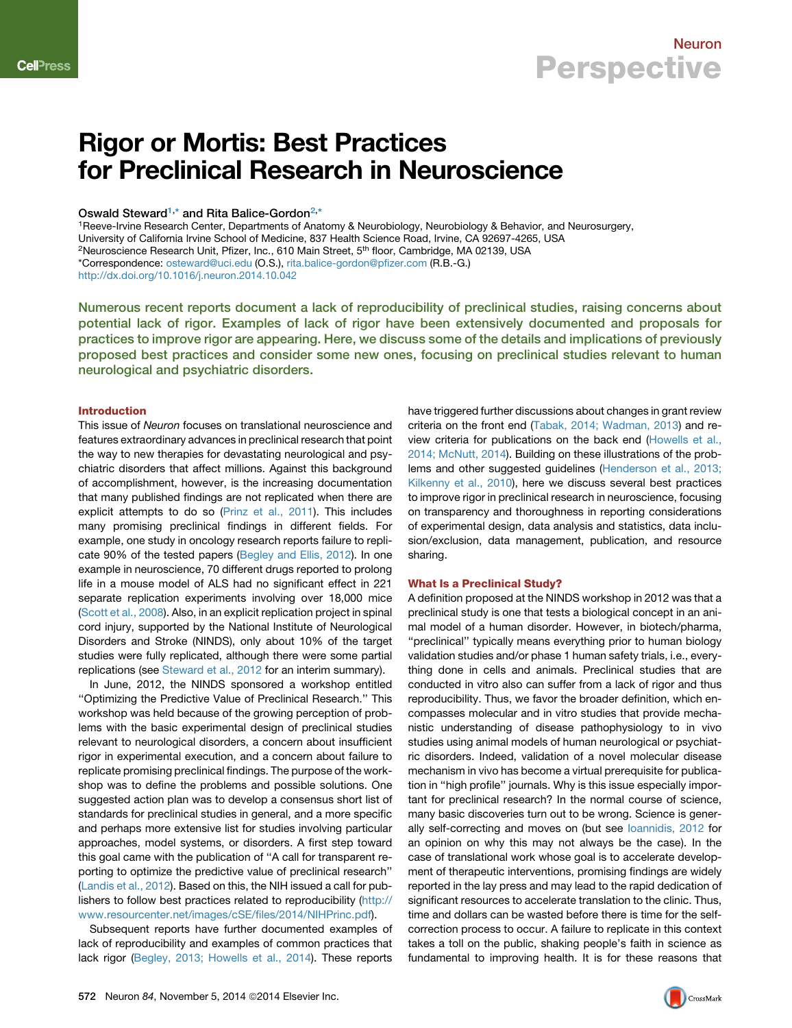# Rigor or Mortis: Best Practices for Preclinical Research in Neuroscience

Oswald Steward[1,*] and Rita Balice-Gordon[2,*]

[1]Reeve-Irvine Research Center, Departments of Anatomy & Neurobiology, Neurobiology & Behavior, and Neurosurgery, University of California Irvine School of Medicine, 837 Health Science Road, Irvine, CA 92697-4265, USA

[2]Neuroscience Research Unit, Pfizer, Inc., 610 Main Street, 5th floor, Cambridge, MA 02139, USA

*Correspondence: osteward@uci.edu (O.S.), rita.balice-gordon@pfizer.com (R.B.-G.)

http://dx.doi.org/10.1016/j.neuron.2014.10.042

**Numerous recent reports document a lack of reproducibility of preclinical studies, raising concerns about potential lack of rigor. Examples of lack of rigor have been extensively documented and proposals for practices to improve rigor are appearing. Here, we discuss some of the details and implications of previously proposed best practices and consider some new ones, focusing on preclinical studies relevant to human neurological and psychiatric disorders.**

## Introduction

This issue of *Neuron* focuses on translational neuroscience and features extraordinary advances in preclinical research that point the way to new therapies for devastating neurological and psychiatric disorders that affect millions. Against this background of accomplishment, however, is the increasing documentation that many published findings are not replicated when there are explicit attempts to do so (Prinz et al., 2011). This includes many promising preclinical findings in different fields. For example, one study in oncology research reports failure to replicate 90% of the tested papers (Begley and Ellis, 2012). In one example in neuroscience, 70 different drugs reported to prolong life in a mouse model of ALS had no significant effect in 221 separate replication experiments involving over 18,000 mice (Scott et al., 2008). Also, in an explicit replication project in spinal cord injury, supported by the National Institute of Neurological Disorders and Stroke (NINDS), only about 10% of the target studies were fully replicated, although there were some partial replications (see Steward et al., 2012 for an interim summary).

In June, 2012, the NINDS sponsored a workshop entitled "Optimizing the Predictive Value of Preclinical Research." This workshop was held because of the growing perception of problems with the basic experimental design of preclinical studies relevant to neurological disorders, a concern about insufficient rigor in experimental execution, and a concern about failure to replicate promising preclinical findings. The purpose of the workshop was to define the problems and possible solutions. One suggested action plan was to develop a consensus short list of standards for preclinical studies in general, and a more specific and perhaps more extensive list for studies involving particular approaches, model systems, or disorders. A first step toward this goal came with the publication of "A call for transparent reporting to optimize the predictive value of preclinical research" (Landis et al., 2012). Based on this, the NIH issued a call for publishers to follow best practices related to reproducibility (http://www.resourcenet.net/images/cSE/files/2014/NIHPrinc.pdf).

Subsequent reports have further documented examples of lack of reproducibility and examples of common practices that lack rigor (Begley, 2013; Howells et al., 2014). These reports have triggered further discussions about changes in grant review criteria on the front end (Tabak, 2014; Wadman, 2013) and review criteria for publications on the back end (Howells et al., 2014; McNutt, 2014). Building on these illustrations of the problems and other suggested guidelines (Henderson et al., 2013; Kilkenny et al., 2010), here we discuss several best practices to improve rigor in preclinical research in neuroscience, focusing on transparency and thoroughness in reporting considerations of experimental design, data analysis and statistics, data inclusion/exclusion, data management, publication, and resource sharing.

## What Is a Preclinical Study?

A definition proposed at the NINDS workshop in 2012 was that a preclinical study is one that tests a biological concept in an animal model of a human disorder. However, in biotech/pharma, "preclinical" typically means everything prior to human biology validation studies and/or phase 1 human safety trials, i.e., everything done in cells and animals. Preclinical studies that are conducted in vitro also can suffer from a lack of rigor and thus reproducibility. Thus, we favor the broader definition, which encompasses molecular and in vitro studies that provide mechanistic understanding of disease pathophysiology to in vivo studies using animal models of human neurological or psychiatric disorders. Indeed, validation of a novel molecular disease mechanism in vivo has become a virtual prerequisite for publication in "high profile" journals. Why is this issue especially important for preclinical research? In the normal course of science, many basic discoveries turn out to be wrong. Science is generally self-correcting and moves on (but see Ioannidis, 2012 for an opinion on why this may not always be the case). In the case of translational work whose goal is to accelerate development of therapeutic interventions, promising findings are widely reported in the lay press and may lead to the rapid dedication of significant resources to accelerate translation to the clinic. Thus, time and dollars can be wasted before there is time for the self-correction process to occur. A failure to replicate in this context takes a toll on the public, shaking people's faith in science as fundamental to improving health. It is for these reasons that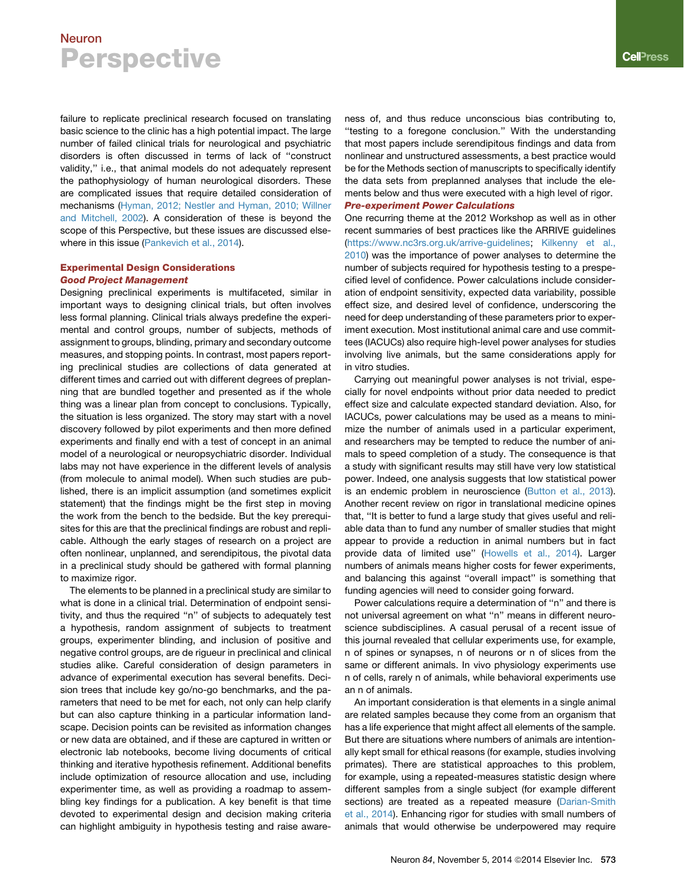failure to replicate preclinical research focused on translating basic science to the clinic has a high potential impact. The large number of failed clinical trials for neurological and psychiatric disorders is often discussed in terms of lack of "construct validity," i.e., that animal models do not adequately represent the pathophysiology of human neurological disorders. These are complicated issues that require detailed consideration of mechanisms (Hyman, 2012; Nestler and Hyman, 2010; Willner and Mitchell, 2002). A consideration of these is beyond the scope of this Perspective, but these issues are discussed elsewhere in this issue (Pankevich et al., 2014).

## Experimental Design Considerations

### *Good Project Management*

Designing preclinical experiments is multifaceted, similar in important ways to designing clinical trials, but often involves less formal planning. Clinical trials always predefine the experimental and control groups, number of subjects, methods of assignment to groups, blinding, primary and secondary outcome measures, and stopping points. In contrast, most papers reporting preclinical studies are collections of data generated at different times and carried out with different degrees of preplanning that are bundled together and presented as if the whole thing was a linear plan from concept to conclusions. Typically, the situation is less organized. The story may start with a novel discovery followed by pilot experiments and then more defined experiments and finally end with a test of concept in an animal model of a neurological or neuropsychiatric disorder. Individual labs may not have experience in the different levels of analysis (from molecule to animal model). When such studies are published, there is an implicit assumption (and sometimes explicit statement) that the findings might be the first step in moving the work from the bench to the bedside. But the key prerequisites for this are that the preclinical findings are robust and replicable. Although the early stages of research on a project are often nonlinear, unplanned, and serendipitous, the pivotal data in a preclinical study should be gathered with formal planning to maximize rigor.

The elements to be planned in a preclinical study are similar to what is done in a clinical trial. Determination of endpoint sensitivity, and thus the required "n" of subjects to adequately test a hypothesis, random assignment of subjects to treatment groups, experimenter blinding, and inclusion of positive and negative control groups, are de rigueur in preclinical and clinical studies alike. Careful consideration of design parameters in advance of experimental execution has several benefits. Decision trees that include key go/no-go benchmarks, and the parameters that need to be met for each, not only can help clarify but can also capture thinking in a particular information landscape. Decision points can be revisited as information changes or new data are obtained, and if these are captured in written or electronic lab notebooks, become living documents of critical thinking and iterative hypothesis refinement. Additional benefits include optimization of resource allocation and use, including experimenter time, as well as providing a roadmap to assembling key findings for a publication. A key benefit is that time devoted to experimental design and decision making criteria can highlight ambiguity in hypothesis testing and raise awareness of, and thus reduce unconscious bias contributing to, "testing to a foregone conclusion." With the understanding that most papers include serendipitous findings and data from nonlinear and unstructured assessments, a best practice would be for the Methods section of manuscripts to specifically identify the data sets from preplanned analyses that include the elements below and thus were executed with a high level of rigor.

### *Pre-experiment Power Calculations*

One recurring theme at the 2012 Workshop as well as in other recent summaries of best practices like the ARRIVE guidelines (https://www.nc3rs.org.uk/arrive-guidelines; Kilkenny et al., 2010) was the importance of power analyses to determine the number of subjects required for hypothesis testing to a prespecified level of confidence. Power calculations include consideration of endpoint sensitivity, expected data variability, possible effect size, and desired level of confidence, underscoring the need for deep understanding of these parameters prior to experiment execution. Most institutional animal care and use committees (IACUCs) also require high-level power analyses for studies involving live animals, but the same considerations apply for in vitro studies.

Carrying out meaningful power analyses is not trivial, especially for novel endpoints without prior data needed to predict effect size and calculate expected standard deviation. Also, for IACUCs, power calculations may be used as a means to minimize the number of animals used in a particular experiment, and researchers may be tempted to reduce the number of animals to speed completion of a study. The consequence is that a study with significant results may still have very low statistical power. Indeed, one analysis suggests that low statistical power is an endemic problem in neuroscience (Button et al., 2013). Another recent review on rigor in translational medicine opines that, "It is better to fund a large study that gives useful and reliable data than to fund any number of smaller studies that might appear to provide a reduction in animal numbers but in fact provide data of limited use" (Howells et al., 2014). Larger numbers of animals means higher costs for fewer experiments, and balancing this against "overall impact" is something that funding agencies will need to consider going forward.

Power calculations require a determination of "n" and there is not universal agreement on what "n" means in different neuroscience subdisciplines. A casual perusal of a recent issue of this journal revealed that cellular experiments use, for example, n of spines or synapses, n of neurons or n of slices from the same or different animals. In vivo physiology experiments use n of cells, rarely n of animals, while behavioral experiments use an n of animals.

An important consideration is that elements in a single animal are related samples because they come from an organism that has a life experience that might affect all elements of the sample. But there are situations where numbers of animals are intentionally kept small for ethical reasons (for example, studies involving primates). There are statistical approaches to this problem, for example, using a repeated-measures statistic design where different samples from a single subject (for example different sections) are treated as a repeated measure (Darian-Smith et al., 2014). Enhancing rigor for studies with small numbers of animals that would otherwise be underpowered may require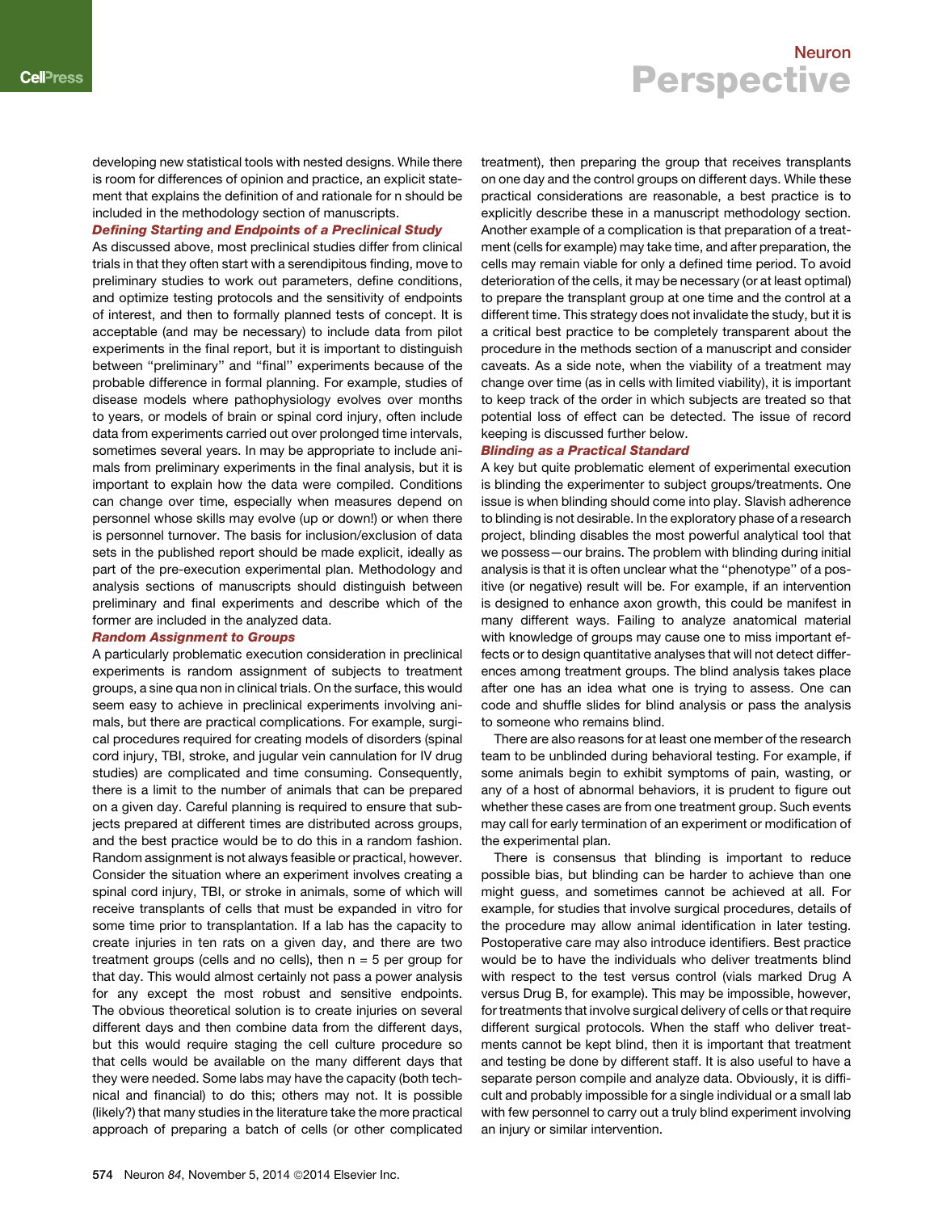developing new statistical tools with nested designs. While there is room for differences of opinion and practice, an explicit statement that explains the definition of and rationale for n should be included in the methodology section of manuscripts.

### Defining Starting and Endpoints of a Preclinical Study

As discussed above, most preclinical studies differ from clinical trials in that they often start with a serendipitous finding, move to preliminary studies to work out parameters, define conditions, and optimize testing protocols and the sensitivity of endpoints of interest, and then to formally planned tests of concept. It is acceptable (and may be necessary) to include data from pilot experiments in the final report, but it is important to distinguish between "preliminary" and "final" experiments because of the probable difference in formal planning. For example, studies of disease models where pathophysiology evolves over months to years, or models of brain or spinal cord injury, often include data from experiments carried out over prolonged time intervals, sometimes several years. In may be appropriate to include animals from preliminary experiments in the final analysis, but it is important to explain how the data were compiled. Conditions can change over time, especially when measures depend on personnel whose skills may evolve (up or down!) or when there is personnel turnover. The basis for inclusion/exclusion of data sets in the published report should be made explicit, ideally as part of the pre-execution experimental plan. Methodology and analysis sections of manuscripts should distinguish between preliminary and final experiments and describe which of the former are included in the analyzed data.

### Random Assignment to Groups

A particularly problematic execution consideration in preclinical experiments is random assignment of subjects to treatment groups, a sine qua non in clinical trials. On the surface, this would seem easy to achieve in preclinical experiments involving animals, but there are practical complications. For example, surgical procedures required for creating models of disorders (spinal cord injury, TBI, stroke, and jugular vein cannulation for IV drug studies) are complicated and time consuming. Consequently, there is a limit to the number of animals that can be prepared on a given day. Careful planning is required to ensure that subjects prepared at different times are distributed across groups, and the best practice would be to do this in a random fashion. Random assignment is not always feasible or practical, however. Consider the situation where an experiment involves creating a spinal cord injury, TBI, or stroke in animals, some of which will receive transplants of cells that must be expanded in vitro for some time prior to transplantation. If a lab has the capacity to create injuries in ten rats on a given day, and there are two treatment groups (cells and no cells), then n = 5 per group for that day. This would almost certainly not pass a power analysis for any except the most robust and sensitive endpoints. The obvious theoretical solution is to create injuries on several different days and then combine data from the different days, but this would require staging the cell culture procedure so that cells would be available on the many different days that they were needed. Some labs may have the capacity (both technical and financial) to do this; others may not. It is possible (likely?) that many studies in the literature take the more practical approach of preparing a batch of cells (or other complicated treatment), then preparing the group that receives transplants on one day and the control groups on different days. While these practical considerations are reasonable, a best practice is to explicitly describe these in a manuscript methodology section. Another example of a complication is that preparation of a treatment (cells for example) may take time, and after preparation, the cells may remain viable for only a defined time period. To avoid deterioration of the cells, it may be necessary (or at least optimal) to prepare the transplant group at one time and the control at a different time. This strategy does not invalidate the study, but it is a critical best practice to be completely transparent about the procedure in the methods section of a manuscript and consider caveats. As a side note, when the viability of a treatment may change over time (as in cells with limited viability), it is important to keep track of the order in which subjects are treated so that potential loss of effect can be detected. The issue of record keeping is discussed further below.

### Blinding as a Practical Standard

A key but quite problematic element of experimental execution is blinding the experimenter to subject groups/treatments. One issue is when blinding should come into play. Slavish adherence to blinding is not desirable. In the exploratory phase of a research project, blinding disables the most powerful analytical tool that we possess—our brains. The problem with blinding during initial analysis is that it is often unclear what the "phenotype" of a positive (or negative) result will be. For example, if an intervention is designed to enhance axon growth, this could be manifest in many different ways. Failing to analyze anatomical material with knowledge of groups may cause one to miss important effects or to design quantitative analyses that will not detect differences among treatment groups. The blind analysis takes place after one has an idea what one is trying to assess. One can code and shuffle slides for blind analysis or pass the analysis to someone who remains blind.

There are also reasons for at least one member of the research team to be unblinded during behavioral testing. For example, if some animals begin to exhibit symptoms of pain, wasting, or any of a host of abnormal behaviors, it is prudent to figure out whether these cases are from one treatment group. Such events may call for early termination of an experiment or modification of the experimental plan.

There is consensus that blinding is important to reduce possible bias, but blinding can be harder to achieve than one might guess, and sometimes cannot be achieved at all. For example, for studies that involve surgical procedures, details of the procedure may allow animal identification in later testing. Postoperative care may also introduce identifiers. Best practice would be to have the individuals who deliver treatments blind with respect to the test versus control (vials marked Drug A versus Drug B, for example). This may be impossible, however, for treatments that involve surgical delivery of cells or that require different surgical protocols. When the staff who deliver treatments cannot be kept blind, then it is important that treatment and testing be done by different staff. It is also useful to have a separate person compile and analyze data. Obviously, it is difficult and probably impossible for a single individual or a small lab with few personnel to carry out a truly blind experiment involving an injury or similar intervention.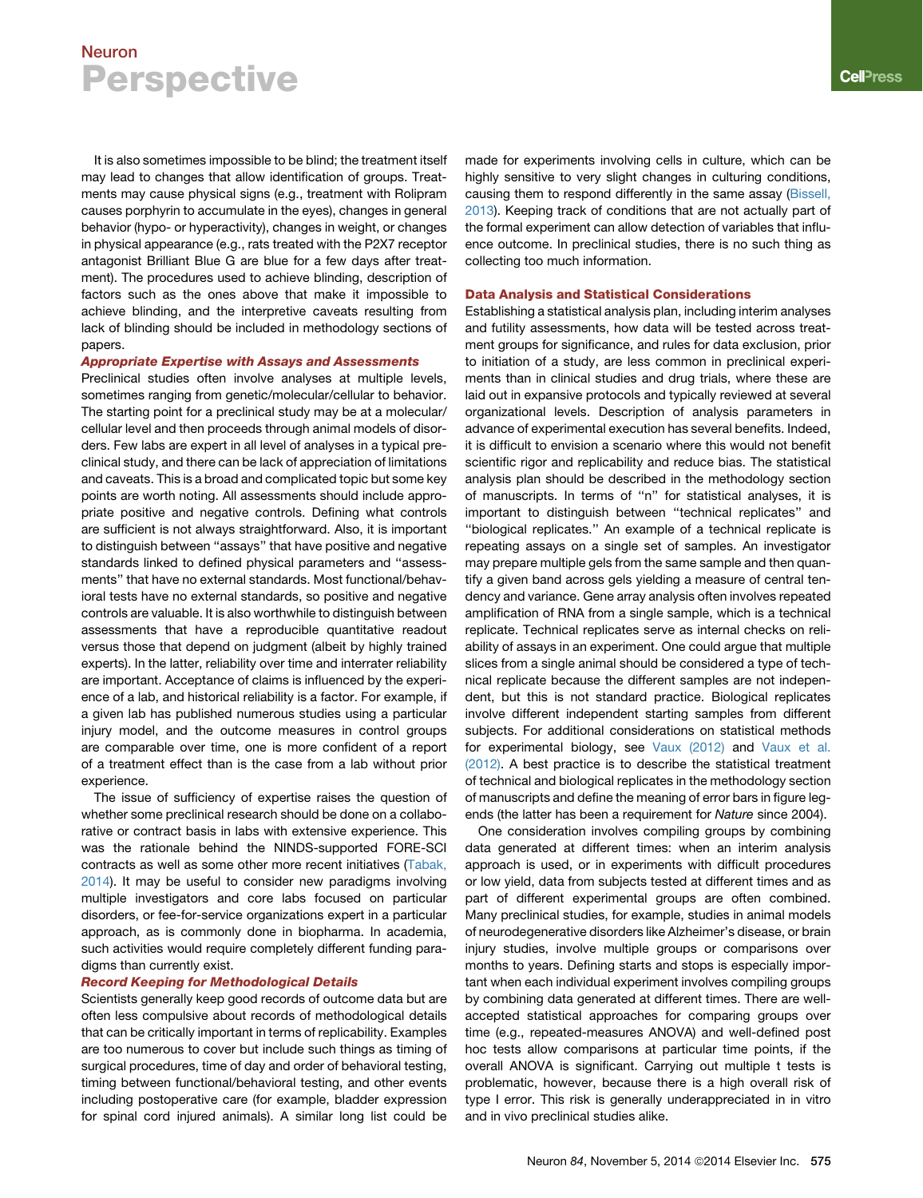It is also sometimes impossible to be blind; the treatment itself may lead to changes that allow identification of groups. Treatments may cause physical signs (e.g., treatment with Rolipram causes porphyrin to accumulate in the eyes), changes in general behavior (hypo- or hyperactivity), changes in weight, or changes in physical appearance (e.g., rats treated with the P2X7 receptor antagonist Brilliant Blue G are blue for a few days after treatment). The procedures used to achieve blinding, description of factors such as the ones above that make it impossible to achieve blinding, and the interpretive caveats resulting from lack of blinding should be included in methodology sections of papers.

#### *Appropriate Expertise with Assays and Assessments*

Preclinical studies often involve analyses at multiple levels, sometimes ranging from genetic/molecular/cellular to behavior. The starting point for a preclinical study may be at a molecular/cellular level and then proceeds through animal models of disorders. Few labs are expert in all level of analyses in a typical preclinical study, and there can be lack of appreciation of limitations and caveats. This is a broad and complicated topic but some key points are worth noting. All assessments should include appropriate positive and negative controls. Defining what controls are sufficient is not always straightforward. Also, it is important to distinguish between "assays" that have positive and negative standards linked to defined physical parameters and "assessments" that have no external standards. Most functional/behavioral tests have no external standards, so positive and negative controls are valuable. It is also worthwhile to distinguish between assessments that have a reproducible quantitative readout versus those that depend on judgment (albeit by highly trained experts). In the latter, reliability over time and interrater reliability are important. Acceptance of claims is influenced by the experience of a lab, and historical reliability is a factor. For example, if a given lab has published numerous studies using a particular injury model, and the outcome measures in control groups are comparable over time, one is more confident of a report of a treatment effect than is the case from a lab without prior experience.

The issue of sufficiency of expertise raises the question of whether some preclinical research should be done on a collaborative or contract basis in labs with extensive experience. This was the rationale behind the NINDS-supported FORE-SCI contracts as well as some other more recent initiatives (Tabak, 2014). It may be useful to consider new paradigms involving multiple investigators and core labs focused on particular disorders, or fee-for-service organizations expert in a particular approach, as is commonly done in biopharma. In academia, such activities would require completely different funding paradigms than currently exist.

#### *Record Keeping for Methodological Details*

Scientists generally keep good records of outcome data but are often less compulsive about records of methodological details that can be critically important in terms of replicability. Examples are too numerous to cover but include such things as timing of surgical procedures, time of day and order of behavioral testing, timing between functional/behavioral testing, and other events including postoperative care (for example, bladder expression for spinal cord injured animals). A similar long list could be made for experiments involving cells in culture, which can be highly sensitive to very slight changes in culturing conditions, causing them to respond differently in the same assay (Bissell, 2013). Keeping track of conditions that are not actually part of the formal experiment can allow detection of variables that influence outcome. In preclinical studies, there is no such thing as collecting too much information.

### Data Analysis and Statistical Considerations

Establishing a statistical analysis plan, including interim analyses and futility assessments, how data will be tested across treatment groups for significance, and rules for data exclusion, prior to initiation of a study, are less common in preclinical experiments than in clinical studies and drug trials, where these are laid out in expansive protocols and typically reviewed at several organizational levels. Description of analysis parameters in advance of experimental execution has several benefits. Indeed, it is difficult to envision a scenario where this would not benefit scientific rigor and replicability and reduce bias. The statistical analysis plan should be described in the methodology section of manuscripts. In terms of "n" for statistical analyses, it is important to distinguish between "technical replicates" and "biological replicates." An example of a technical replicate is repeating assays on a single set of samples. An investigator may prepare multiple gels from the same sample and then quantify a given band across gels yielding a measure of central tendency and variance. Gene array analysis often involves repeated amplification of RNA from a single sample, which is a technical replicate. Technical replicates serve as internal checks on reliability of assays in an experiment. One could argue that multiple slices from a single animal should be considered a type of technical replicate because the different samples are not independent, but this is not standard practice. Biological replicates involve different independent starting samples from different subjects. For additional considerations on statistical methods for experimental biology, see Vaux (2012) and Vaux et al. (2012). A best practice is to describe the statistical treatment of technical and biological replicates in the methodology section of manuscripts and define the meaning of error bars in figure legends (the latter has been a requirement for *Nature* since 2004).

One consideration involves compiling groups by combining data generated at different times: when an interim analysis approach is used, or in experiments with difficult procedures or low yield, data from subjects tested at different times and as part of different experimental groups are often combined. Many preclinical studies, for example, studies in animal models of neurodegenerative disorders like Alzheimer's disease, or brain injury studies, involve multiple groups or comparisons over months to years. Defining starts and stops is especially important when each individual experiment involves compiling groups by combining data generated at different times. There are well-accepted statistical approaches for comparing groups over time (e.g., repeated-measures ANOVA) and well-defined post hoc tests allow comparisons at particular time points, if the overall ANOVA is significant. Carrying out multiple t tests is problematic, however, because there is a high overall risk of type I error. This risk is generally underappreciated in in vitro and in vivo preclinical studies alike.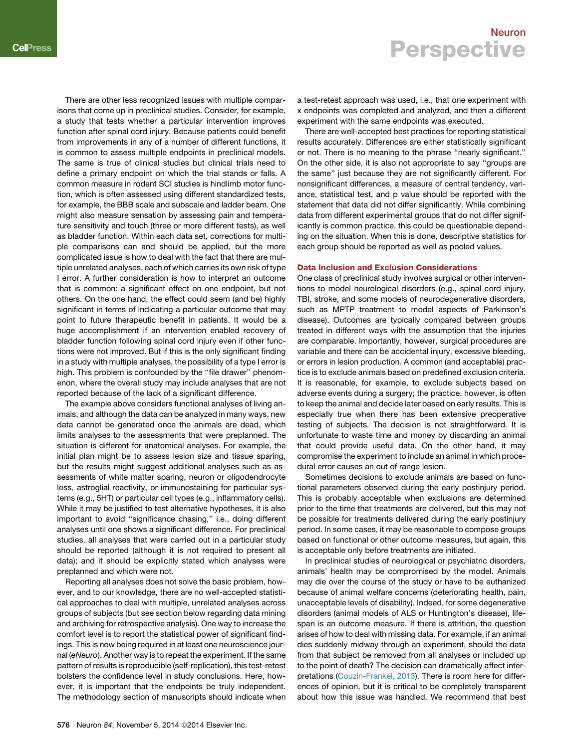There are other less recognized issues with multiple comparisons that come up in preclinical studies. Consider, for example, a study that tests whether a particular intervention improves function after spinal cord injury. Because patients could benefit from improvements in any of a number of different functions, it is common to assess multiple endpoints in preclinical models. The same is true of clinical studies but clinical trials need to define a primary endpoint on which the trial stands or falls. A common measure in rodent SCI studies is hindlimb motor function, which is often assessed using different standardized tests, for example, the BBB scale and subscale and ladder beam. One might also measure sensation by assessing pain and temperature sensitivity and touch (three or more different tests), as well as bladder function. Within each data set, corrections for multiple comparisons can and should be applied, but the more complicated issue is how to deal with the fact that there are multiple unrelated analyses, each of which carries its own risk of type I error. A further consideration is how to interpret an outcome that is common: a significant effect on one endpoint, but not others. On the one hand, the effect could seem (and be) highly significant in terms of indicating a particular outcome that may point to future therapeutic benefit in patients. It would be a huge accomplishment if an intervention enabled recovery of bladder function following spinal cord injury even if other functions were not improved. But if this is the only significant finding in a study with multiple analyses, the possibility of a type I error is high. This problem is confounded by the "file drawer" phenomenon, where the overall study may include analyses that are not reported because of the lack of a significant difference.

The example above considers functional analyses of living animals, and although the data can be analyzed in many ways, new data cannot be generated once the animals are dead, which limits analyses to the assessments that were preplanned. The situation is different for anatomical analyses. For example, the initial plan might be to assess lesion size and tissue sparing, but the results might suggest additional analyses such as assessments of white matter sparing, neuron or oligodendrocyte loss, astroglial reactivity, or immunostaining for particular systems (e.g., 5HT) or particular cell types (e.g., inflammatory cells). While it may be justified to test alternative hypotheses, it is also important to avoid "significance chasing," i.e., doing different analyses until one shows a significant difference. For preclinical studies, all analyses that were carried out in a particular study should be reported (although it is not required to present all data); and it should be explicitly stated which analyses were preplanned and which were not.

Reporting all analyses does not solve the basic problem, however, and to our knowledge, there are no well-accepted statistical approaches to deal with multiple, unrelated analyses across groups of subjects (but see section below regarding data mining and archiving for retrospective analysis). One way to increase the comfort level is to report the statistical power of significant findings. This is now being required in at least one neuroscience journal (*eNeuro*). Another way is to repeat the experiment. If the same pattern of results is reproducible (self-replication), this test-retest bolsters the confidence level in study conclusions. Here, however, it is important that the endpoints be truly independent. The methodology section of manuscripts should indicate when a test-retest approach was used, i.e., that one experiment with x endpoints was completed and analyzed, and then a different experiment with the same endpoints was executed.

There are well-accepted best practices for reporting statistical results accurately. Differences are either statistically significant or not. There is no meaning to the phrase "nearly significant." On the other side, it is also not appropriate to say "groups are the same" just because they are not significantly different. For nonsignificant differences, a measure of central tendency, variance, statistical test, and p value should be reported with the statement that data did not differ significantly. While combining data from different experimental groups that do not differ significantly is common practice, this could be questionable depending on the situation. When this is done, descriptive statistics for each group should be reported as well as pooled values.

## Data Inclusion and Exclusion Considerations

One class of preclinical study involves surgical or other interventions to model neurological disorders (e.g., spinal cord injury, TBI, stroke, and some models of neurodegenerative disorders, such as MPTP treatment to model aspects of Parkinson's disease). Outcomes are typically compared between groups treated in different ways with the assumption that the injuries are comparable. Importantly, however, surgical procedures are variable and there can be accidental injury, excessive bleeding, or errors in lesion production. A common (and acceptable) practice is to exclude animals based on predefined exclusion criteria. It is reasonable, for example, to exclude subjects based on adverse events during a surgery; the practice, however, is often to keep the animal and decide later based on early results. This is especially true when there has been extensive preoperative testing of subjects. The decision is not straightforward. It is unfortunate to waste time and money by discarding an animal that could provide useful data. On the other hand, it may compromise the experiment to include an animal in which procedural error causes an out of range lesion.

Sometimes decisions to exclude animals are based on functional parameters observed during the early postinjury period. This is probably acceptable when exclusions are determined prior to the time that treatments are delivered, but this may not be possible for treatments delivered during the early postinjury period. In some cases, it may be reasonable to compose groups based on functional or other outcome measures, but again, this is acceptable only before treatments are initiated.

In preclinical studies of neurological or psychiatric disorders, animals' health may be compromised by the model. Animals may die over the course of the study or have to be euthanized because of animal welfare concerns (deteriorating health, pain, unacceptable levels of disability). Indeed, for some degenerative disorders (animal models of ALS or Huntington's disease), lifespan is an outcome measure. If there is attrition, the question arises of how to deal with missing data. For example, if an animal dies suddenly midway through an experiment, should the data from that subject be removed from all analyses or included up to the point of death? The decision can dramatically affect interpretations (Couzin-Frankel, 2013). There is room here for differences of opinion, but it is critical to be completely transparent about how this issue was handled. We recommend that best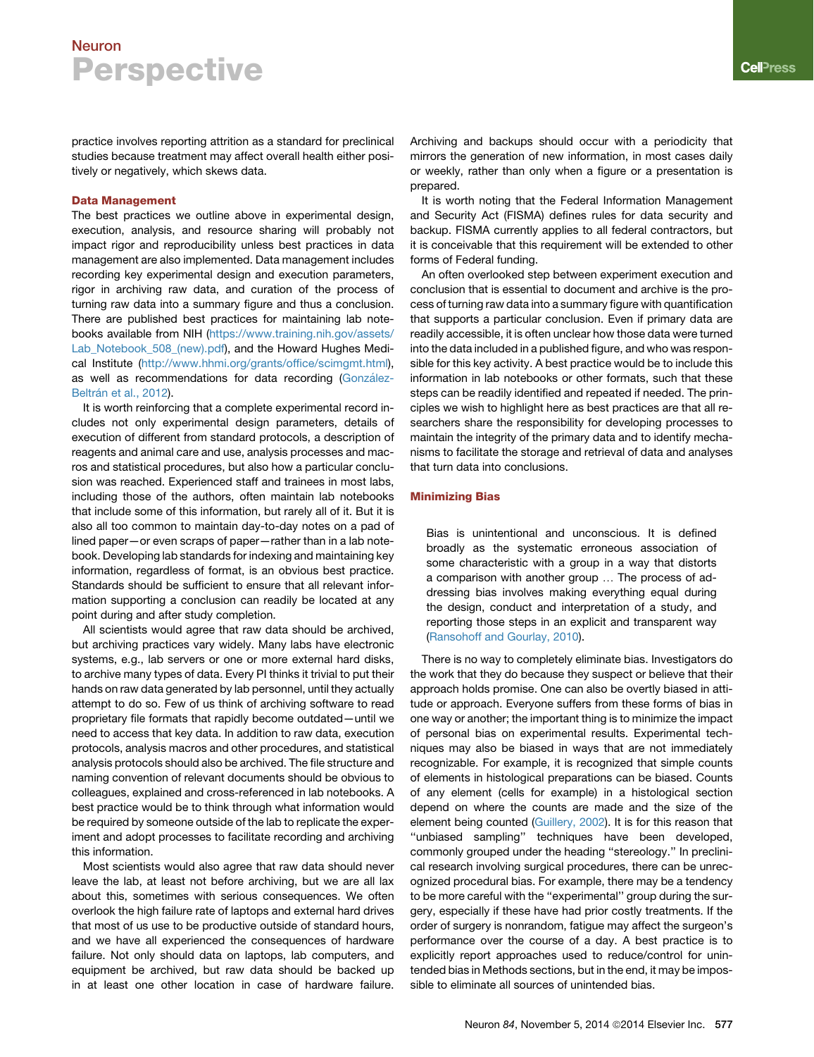practice involves reporting attrition as a standard for preclinical studies because treatment may affect overall health either positively or negatively, which skews data.

## Data Management

The best practices we outline above in experimental design, execution, analysis, and resource sharing will probably not impact rigor and reproducibility unless best practices in data management are also implemented. Data management includes recording key experimental design and execution parameters, rigor in archiving raw data, and curation of the process of turning raw data into a summary figure and thus a conclusion. There are published best practices for maintaining lab notebooks available from NIH (https://www.training.nih.gov/assets/Lab_Notebook_508_(new).pdf), and the Howard Hughes Medical Institute (http://www.hhmi.org/grants/office/scimgmt.html), as well as recommendations for data recording (González-Beltrán et al., 2012).

It is worth reinforcing that a complete experimental record includes not only experimental design parameters, details of execution of different from standard protocols, a description of reagents and animal care and use, analysis processes and macros and statistical procedures, but also how a particular conclusion was reached. Experienced staff and trainees in most labs, including those of the authors, often maintain lab notebooks that include some of this information, but rarely all of it. But it is also all too common to maintain day-to-day notes on a pad of lined paper—or even scraps of paper—rather than in a lab notebook. Developing lab standards for indexing and maintaining key information, regardless of format, is an obvious best practice. Standards should be sufficient to ensure that all relevant information supporting a conclusion can readily be located at any point during and after study completion.

All scientists would agree that raw data should be archived, but archiving practices vary widely. Many labs have electronic systems, e.g., lab servers or one or more external hard disks, to archive many types of data. Every PI thinks it trivial to put their hands on raw data generated by lab personnel, until they actually attempt to do so. Few of us think of archiving software to read proprietary file formats that rapidly become outdated—until we need to access that key data. In addition to raw data, execution protocols, analysis macros and other procedures, and statistical analysis protocols should also be archived. The file structure and naming convention of relevant documents should be obvious to colleagues, explained and cross-referenced in lab notebooks. A best practice would be to think through what information would be required by someone outside of the lab to replicate the experiment and adopt processes to facilitate recording and archiving this information.

Most scientists would also agree that raw data should never leave the lab, at least not before archiving, but we are all lax about this, sometimes with serious consequences. We often overlook the high failure rate of laptops and external hard drives that most of us use to be productive outside of standard hours, and we have all experienced the consequences of hardware failure. Not only should data on laptops, lab computers, and equipment be archived, but raw data should be backed up in at least one other location in case of hardware failure. Archiving and backups should occur with a periodicity that mirrors the generation of new information, in most cases daily or weekly, rather than only when a figure or a presentation is prepared.

It is worth noting that the Federal Information Management and Security Act (FISMA) defines rules for data security and backup. FISMA currently applies to all federal contractors, but it is conceivable that this requirement will be extended to other forms of Federal funding.

An often overlooked step between experiment execution and conclusion that is essential to document and archive is the process of turning raw data into a summary figure with quantification that supports a particular conclusion. Even if primary data are readily accessible, it is often unclear how those data were turned into the data included in a published figure, and who was responsible for this key activity. A best practice would be to include this information in lab notebooks or other formats, such that these steps can be readily identified and repeated if needed. The principles we wish to highlight here as best practices are that all researchers share the responsibility for developing processes to maintain the integrity of the primary data and to identify mechanisms to facilitate the storage and retrieval of data and analyses that turn data into conclusions.

## Minimizing Bias

> Bias is unintentional and unconscious. It is defined broadly as the systematic erroneous association of some characteristic with a group in a way that distorts a comparison with another group … The process of addressing bias involves making everything equal during the design, conduct and interpretation of a study, and reporting those steps in an explicit and transparent way (Ransohoff and Gourlay, 2010).

There is no way to completely eliminate bias. Investigators do the work that they do because they suspect or believe that their approach holds promise. One can also be overtly biased in attitude or approach. Everyone suffers from these forms of bias in one way or another; the important thing is to minimize the impact of personal bias on experimental results. Experimental techniques may also be biased in ways that are not immediately recognizable. For example, it is recognized that simple counts of elements in histological preparations can be biased. Counts of any element (cells for example) in a histological section depend on where the counts are made and the size of the element being counted (Guillery, 2002). It is for this reason that "unbiased sampling" techniques have been developed, commonly grouped under the heading "stereology." In preclinical research involving surgical procedures, there can be unrecognized procedural bias. For example, there may be a tendency to be more careful with the "experimental" group during the surgery, especially if these have had prior costly treatments. If the order of surgery is nonrandom, fatigue may affect the surgeon's performance over the course of a day. A best practice is to explicitly report approaches used to reduce/control for unintended bias in Methods sections, but in the end, it may be impossible to eliminate all sources of unintended bias.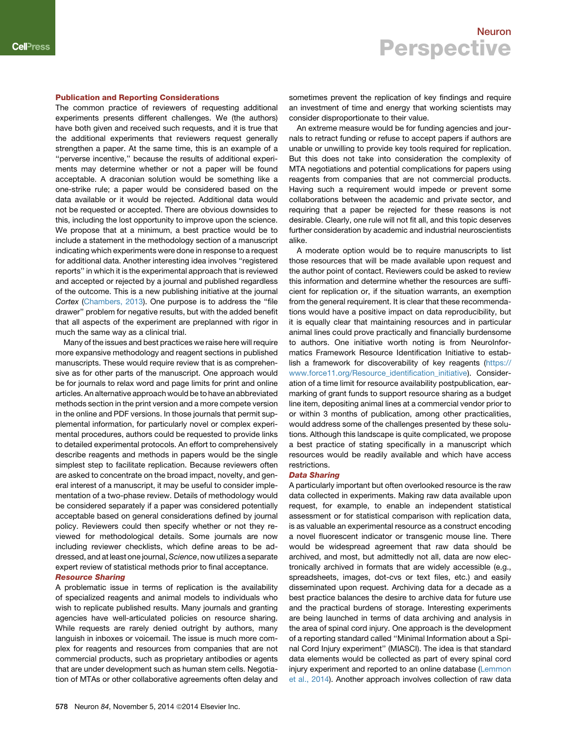### Publication and Reporting Considerations

The common practice of reviewers of requesting additional experiments presents different challenges. We (the authors) have both given and received such requests, and it is true that the additional experiments that reviewers request generally strengthen a paper. At the same time, this is an example of a ''perverse incentive,'' because the results of additional experiments may determine whether or not a paper will be found acceptable. A draconian solution would be something like a one-strike rule; a paper would be considered based on the data available or it would be rejected. Additional data would not be requested or accepted. There are obvious downsides to this, including the lost opportunity to improve upon the science. We propose that at a minimum, a best practice would be to include a statement in the methodology section of a manuscript indicating which experiments were done in response to a request for additional data. Another interesting idea involves ''registered reports'' in which it is the experimental approach that is reviewed and accepted or rejected by a journal and published regardless of the outcome. This is a new publishing initiative at the journal *Cortex* (Chambers, 2013). One purpose is to address the ''file drawer'' problem for negative results, but with the added benefit that all aspects of the experiment are preplanned with rigor in much the same way as a clinical trial.

Many of the issues and best practices we raise here will require more expansive methodology and reagent sections in published manuscripts. These would require review that is as comprehensive as for other parts of the manuscript. One approach would be for journals to relax word and page limits for print and online articles. An alternative approach would be to have an abbreviated methods section in the print version and a more compete version in the online and PDF versions. In those journals that permit supplemental information, for particularly novel or complex experimental procedures, authors could be requested to provide links to detailed experimental protocols. An effort to comprehensively describe reagents and methods in papers would be the single simplest step to facilitate replication. Because reviewers often are asked to concentrate on the broad impact, novelty, and general interest of a manuscript, it may be useful to consider implementation of a two-phase review. Details of methodology would be considered separately if a paper was considered potentially acceptable based on general considerations defined by journal policy. Reviewers could then specify whether or not they reviewed for methodological details. Some journals are now including reviewer checklists, which define areas to be addressed, and at least one journal, *Science*, now utilizes a separate expert review of statistical methods prior to final acceptance.

#### *Resource Sharing*

A problematic issue in terms of replication is the availability of specialized reagents and animal models to individuals who wish to replicate published results. Many journals and granting agencies have well-articulated policies on resource sharing. While requests are rarely denied outright by authors, many languish in inboxes or voicemail. The issue is much more complex for reagents and resources from companies that are not commercial products, such as proprietary antibodies or agents that are under development such as human stem cells. Negotiation of MTAs or other collaborative agreements often delay and sometimes prevent the replication of key findings and require an investment of time and energy that working scientists may consider disproportionate to their value.

An extreme measure would be for funding agencies and journals to retract funding or refuse to accept papers if authors are unable or unwilling to provide key tools required for replication. But this does not take into consideration the complexity of MTA negotiations and potential complications for papers using reagents from companies that are not commercial products. Having such a requirement would impede or prevent some collaborations between the academic and private sector, and requiring that a paper be rejected for these reasons is not desirable. Clearly, one rule will not fit all, and this topic deserves further consideration by academic and industrial neuroscientists alike.

A moderate option would be to require manuscripts to list those resources that will be made available upon request and the author point of contact. Reviewers could be asked to review this information and determine whether the resources are sufficient for replication or, if the situation warrants, an exemption from the general requirement. It is clear that these recommendations would have a positive impact on data reproducibility, but it is equally clear that maintaining resources and in particular animal lines could prove practically and financially burdensome to authors. One initiative worth noting is from NeuroInformatics Framework Resource Identification Initiative to establish a framework for discoverability of key reagents (https://www.force11.org/Resource_identification_initiative). Consideration of a time limit for resource availability postpublication, earmarking of grant funds to support resource sharing as a budget line item, depositing animal lines at a commercial vendor prior to or within 3 months of publication, among other practicalities, would address some of the challenges presented by these solutions. Although this landscape is quite complicated, we propose a best practice of stating specifically in a manuscript which resources would be readily available and which have access restrictions.

#### *Data Sharing*

A particularly important but often overlooked resource is the raw data collected in experiments. Making raw data available upon request, for example, to enable an independent statistical assessment or for statistical comparison with replication data, is as valuable an experimental resource as a construct encoding a novel fluorescent indicator or transgenic mouse line. There would be widespread agreement that raw data should be archived, and most, but admittedly not all, data are now electronically archived in formats that are widely accessible (e.g., spreadsheets, images, dot-cvs or text files, etc.) and easily disseminated upon request. Archiving data for a decade as a best practice balances the desire to archive data for future use and the practical burdens of storage. Interesting experiments are being launched in terms of data archiving and analysis in the area of spinal cord injury. One approach is the development of a reporting standard called ''Minimal Information about a Spinal Cord Injury experiment'' (MIASCI). The idea is that standard data elements would be collected as part of every spinal cord injury experiment and reported to an online database (Lemmon et al., 2014). Another approach involves collection of raw data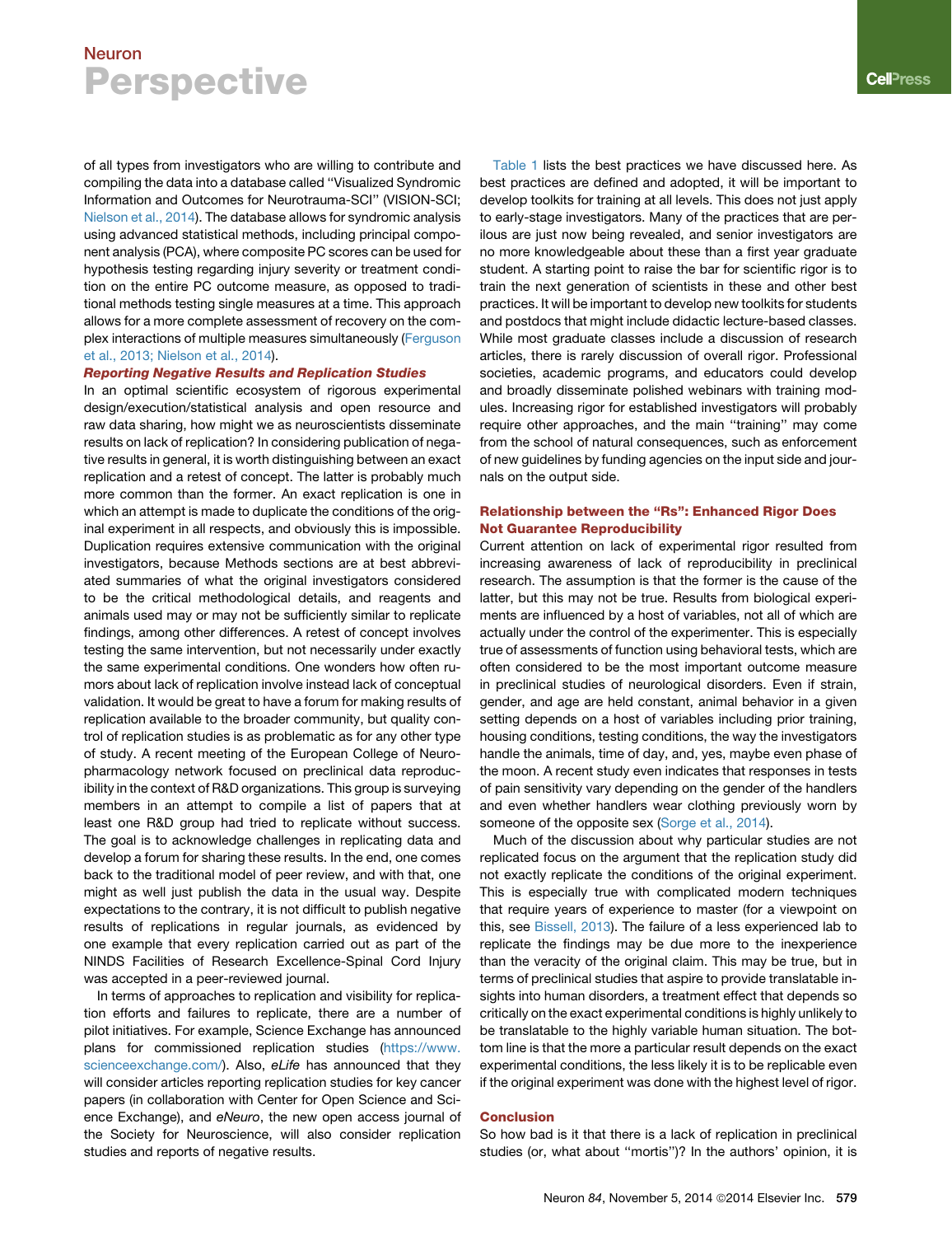of all types from investigators who are willing to contribute and compiling the data into a database called "Visualized Syndromic Information and Outcomes for Neurotrauma-SCI" (VISION-SCI; Nielson et al., 2014). The database allows for syndromic analysis using advanced statistical methods, including principal component analysis (PCA), where composite PC scores can be used for hypothesis testing regarding injury severity or treatment condition on the entire PC outcome measure, as opposed to traditional methods testing single measures at a time. This approach allows for a more complete assessment of recovery on the complex interactions of multiple measures simultaneously (Ferguson et al., 2013; Nielson et al., 2014).

***Reporting Negative Results and Replication Studies***

In an optimal scientific ecosystem of rigorous experimental design/execution/statistical analysis and open resource and raw data sharing, how might we as neuroscientists disseminate results on lack of replication? In considering publication of negative results in general, it is worth distinguishing between an exact replication and a retest of concept. The latter is probably much more common than the former. An exact replication is one in which an attempt is made to duplicate the conditions of the original experiment in all respects, and obviously this is impossible. Duplication requires extensive communication with the original investigators, because Methods sections are at best abbreviated summaries of what the original investigators considered to be the critical methodological details, and reagents and animals used may or may not be sufficiently similar to replicate findings, among other differences. A retest of concept involves testing the same intervention, but not necessarily under exactly the same experimental conditions. One wonders how often rumors about lack of replication involve instead lack of conceptual validation. It would be great to have a forum for making results of replication available to the broader community, but quality control of replication studies is as problematic as for any other type of study. A recent meeting of the European College of Neuropharmacology network focused on preclinical data reproducibility in the context of R&D organizations. This group is surveying members in an attempt to compile a list of papers that at least one R&D group had tried to replicate without success. The goal is to acknowledge challenges in replicating data and develop a forum for sharing these results. In the end, one comes back to the traditional model of peer review, and with that, one might as well just publish the data in the usual way. Despite expectations to the contrary, it is not difficult to publish negative results of replications in regular journals, as evidenced by one example that every replication carried out as part of the NINDS Facilities of Research Excellence-Spinal Cord Injury was accepted in a peer-reviewed journal.

In terms of approaches to replication and visibility for replication efforts and failures to replicate, there are a number of pilot initiatives. For example, Science Exchange has announced plans for commissioned replication studies (https://www.scienceexchange.com/). Also, *eLife* has announced that they will consider articles reporting replication studies for key cancer papers (in collaboration with Center for Open Science and Science Exchange), and *eNeuro*, the new open access journal of the Society for Neuroscience, will also consider replication studies and reports of negative results.

Table 1 lists the best practices we have discussed here. As best practices are defined and adopted, it will be important to develop toolkits for training at all levels. This does not just apply to early-stage investigators. Many of the practices that are perilous are just now being revealed, and senior investigators are no more knowledgeable about these than a first year graduate student. A starting point to raise the bar for scientific rigor is to train the next generation of scientists in these and other best practices. It will be important to develop new toolkits for students and postdocs that might include didactic lecture-based classes. While most graduate classes include a discussion of research articles, there is rarely discussion of overall rigor. Professional societies, academic programs, and educators could develop and broadly disseminate polished webinars with training modules. Increasing rigor for established investigators will probably require other approaches, and the main "training" may come from the school of natural consequences, such as enforcement of new guidelines by funding agencies on the input side and journals on the output side.

## Relationship between the "Rs": Enhanced Rigor Does Not Guarantee Reproducibility

Current attention on lack of experimental rigor resulted from increasing awareness of lack of reproducibility in preclinical research. The assumption is that the former is the cause of the latter, but this may not be true. Results from biological experiments are influenced by a host of variables, not all of which are actually under the control of the experimenter. This is especially true of assessments of function using behavioral tests, which are often considered to be the most important outcome measure in preclinical studies of neurological disorders. Even if strain, gender, and age are held constant, animal behavior in a given setting depends on a host of variables including prior training, housing conditions, testing conditions, the way the investigators handle the animals, time of day, and, yes, maybe even phase of the moon. A recent study even indicates that responses in tests of pain sensitivity vary depending on the gender of the handlers and even whether handlers wear clothing previously worn by someone of the opposite sex (Sorge et al., 2014).

Much of the discussion about why particular studies are not replicated focus on the argument that the replication study did not exactly replicate the conditions of the original experiment. This is especially true with complicated modern techniques that require years of experience to master (for a viewpoint on this, see Bissell, 2013). The failure of a less experienced lab to replicate the findings may be due more to the inexperience than the veracity of the original claim. This may be true, but in terms of preclinical studies that aspire to provide translatable insights into human disorders, a treatment effect that depends so critically on the exact experimental conditions is highly unlikely to be translatable to the highly variable human situation. The bottom line is that the more a particular result depends on the exact experimental conditions, the less likely it is to be replicable even if the original experiment was done with the highest level of rigor.

## Conclusion

So how bad is it that there is a lack of replication in preclinical studies (or, what about "mortis")? In the authors' opinion, it is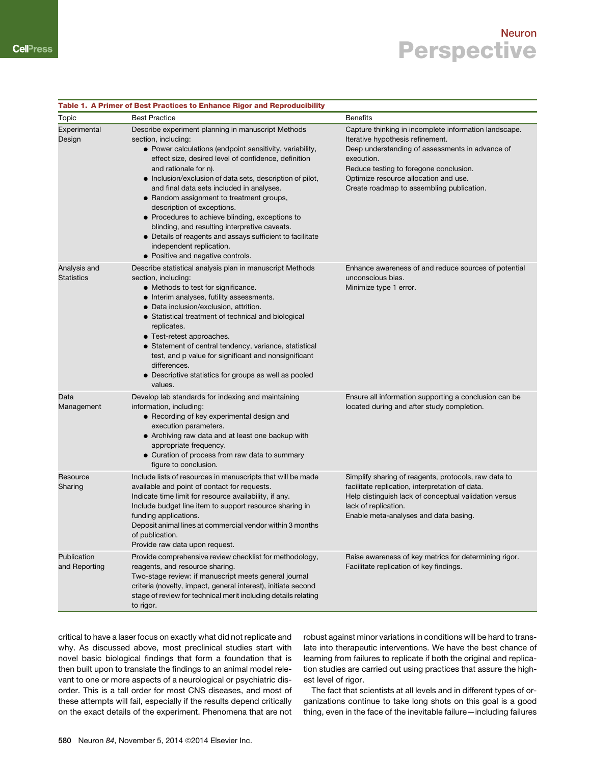**Table 1. A Primer of Best Practices to Enhance Rigor and Reproducibility**

| Topic | Best Practice | Benefits |
|---|---|---|
| Experimental Design | Describe experiment planning in manuscript Methods section, including:<br>● Power calculations (endpoint sensitivity, variability, effect size, desired level of confidence, definition and rationale for n).<br>● Inclusion/exclusion of data sets, description of pilot, and final data sets included in analyses.<br>● Random assignment to treatment groups, description of exceptions.<br>● Procedures to achieve blinding, exceptions to blinding, and resulting interpretive caveats.<br>● Details of reagents and assays sufficient to facilitate independent replication.<br>● Positive and negative controls. | Capture thinking in incomplete information landscape.<br>Iterative hypothesis refinement.<br>Deep understanding of assessments in advance of execution.<br>Reduce testing to foregone conclusion.<br>Optimize resource allocation and use.<br>Create roadmap to assembling publication. |
| Analysis and Statistics | Describe statistical analysis plan in manuscript Methods section, including:<br>● Methods to test for significance.<br>● Interim analyses, futility assessments.<br>● Data inclusion/exclusion, attrition.<br>● Statistical treatment of technical and biological replicates.<br>● Test-retest approaches.<br>● Statement of central tendency, variance, statistical test, and p value for significant and nonsignificant differences.<br>● Descriptive statistics for groups as well as pooled values. | Enhance awareness of and reduce sources of potential unconscious bias.<br>Minimize type 1 error. |
| Data Management | Develop lab standards for indexing and maintaining information, including:<br>● Recording of key experimental design and execution parameters.<br>● Archiving raw data and at least one backup with appropriate frequency.<br>● Curation of process from raw data to summary figure to conclusion. | Ensure all information supporting a conclusion can be located during and after study completion. |
| Resource Sharing | Include lists of resources in manuscripts that will be made available and point of contact for requests.<br>Indicate time limit for resource availability, if any.<br>Include budget line item to support resource sharing in funding applications.<br>Deposit animal lines at commercial vendor within 3 months of publication.<br>Provide raw data upon request. | Simplify sharing of reagents, protocols, raw data to facilitate replication, interpretation of data.<br>Help distinguish lack of conceptual validation versus lack of replication.<br>Enable meta-analyses and data basing. |
| Publication and Reporting | Provide comprehensive review checklist for methodology, reagents, and resource sharing.<br>Two-stage review: if manuscript meets general journal criteria (novelty, impact, general interest), initiate second stage of review for technical merit including details relating to rigor. | Raise awareness of key metrics for determining rigor.<br>Facilitate replication of key findings. |

critical to have a laser focus on exactly what did not replicate and why. As discussed above, most preclinical studies start with novel basic biological findings that form a foundation that is then built upon to translate the findings to an animal model relevant to one or more aspects of a neurological or psychiatric disorder. This is a tall order for most CNS diseases, and most of these attempts will fail, especially if the results depend critically on the exact details of the experiment. Phenomena that are not robust against minor variations in conditions will be hard to translate into therapeutic interventions. We have the best chance of learning from failures to replicate if both the original and replication studies are carried out using practices that assure the highest level of rigor.

The fact that scientists at all levels and in different types of organizations continue to take long shots on this goal is a good thing, even in the face of the inevitable failure—including failures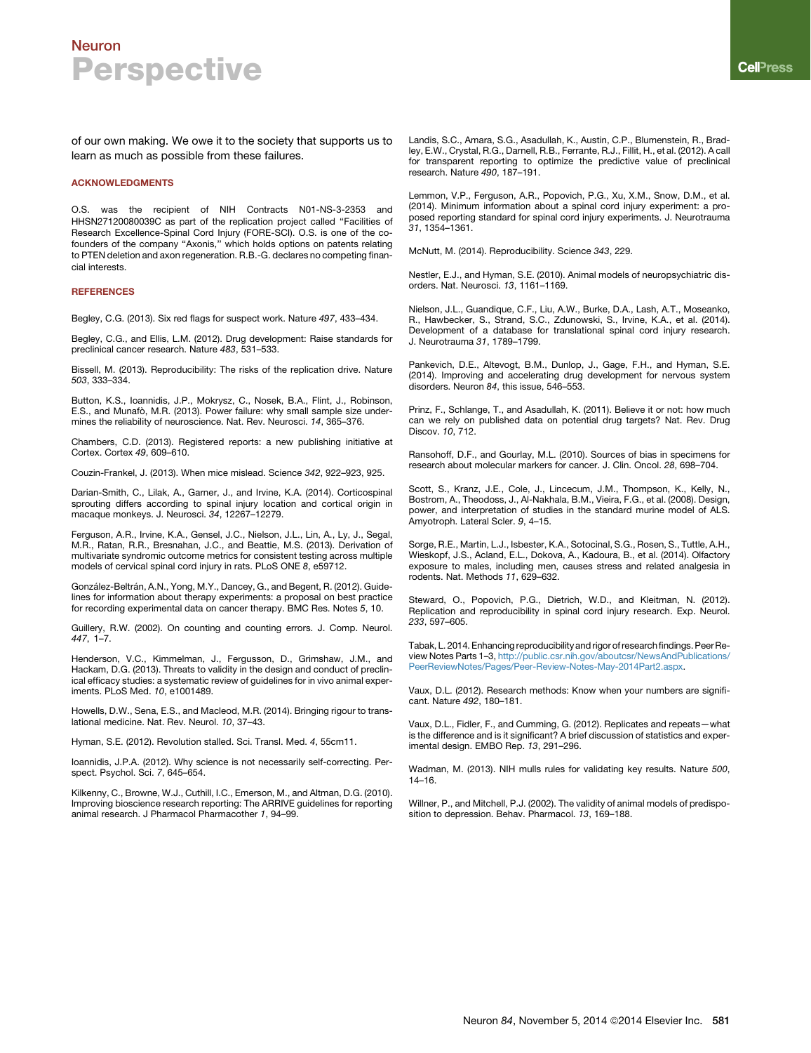of our own making. We owe it to the society that supports us to learn as much as possible from these failures.

## ACKNOWLEDGMENTS

O.S. was the recipient of NIH Contracts N01-NS-3-2353 and HHSN27120080039C as part of the replication project called "Facilities of Research Excellence-Spinal Cord Injury (FORE-SCI). O.S. is one of the co-founders of the company "Axonis," which holds options on patents relating to PTEN deletion and axon regeneration. R.B.-G. declares no competing financial interests.

## REFERENCES

Begley, C.G. (2013). Six red flags for suspect work. Nature *497*, 433–434.

Begley, C.G., and Ellis, L.M. (2012). Drug development: Raise standards for preclinical cancer research. Nature *483*, 531–533.

Bissell, M. (2013). Reproducibility: The risks of the replication drive. Nature *503*, 333–334.

Button, K.S., Ioannidis, J.P., Mokrysz, C., Nosek, B.A., Flint, J., Robinson, E.S., and Munafò, M.R. (2013). Power failure: why small sample size undermines the reliability of neuroscience. Nat. Rev. Neurosci. *14*, 365–376.

Chambers, C.D. (2013). Registered reports: a new publishing initiative at Cortex. Cortex *49*, 609–610.

Couzin-Frankel, J. (2013). When mice mislead. Science *342*, 922–923, 925.

Darian-Smith, C., Lilak, A., Garner, J., and Irvine, K.A. (2014). Corticospinal sprouting differs according to spinal injury location and cortical origin in macaque monkeys. J. Neurosci. *34*, 12267–12279.

Ferguson, A.R., Irvine, K.A., Gensel, J.C., Nielson, J.L., Lin, A., Ly, J., Segal, M.R., Ratan, R.R., Bresnahan, J.C., and Beattie, M.S. (2013). Derivation of multivariate syndromic outcome metrics for consistent testing across multiple models of cervical spinal cord injury in rats. PLoS ONE *8*, e59712.

González-Beltrán, A.N., Yong, M.Y., Dancey, G., and Begent, R. (2012). Guidelines for information about therapy experiments: a proposal on best practice for recording experimental data on cancer therapy. BMC Res. Notes *5*, 10.

Guillery, R.W. (2002). On counting and counting errors. J. Comp. Neurol. *447*, 1–7.

Henderson, V.C., Kimmelman, J., Fergusson, D., Grimshaw, J.M., and Hackam, D.G. (2013). Threats to validity in the design and conduct of preclinical efficacy studies: a systematic review of guidelines for in vivo animal experiments. PLoS Med. *10*, e1001489.

Howells, D.W., Sena, E.S., and Macleod, M.R. (2014). Bringing rigour to translational medicine. Nat. Rev. Neurol. *10*, 37–43.

Hyman, S.E. (2012). Revolution stalled. Sci. Transl. Med. *4*, 55cm11.

Ioannidis, J.P.A. (2012). Why science is not necessarily self-correcting. Perspect. Psychol. Sci. *7*, 645–654.

Kilkenny, C., Browne, W.J., Cuthill, I.C., Emerson, M., and Altman, D.G. (2010). Improving bioscience research reporting: The ARRIVE guidelines for reporting animal research. J Pharmacol Pharmacother *1*, 94–99.

Landis, S.C., Amara, S.G., Asadullah, K., Austin, C.P., Blumenstein, R., Bradley, E.W., Crystal, R.G., Darnell, R.B., Ferrante, R.J., Fillit, H., et al. (2012). A call for transparent reporting to optimize the predictive value of preclinical research. Nature *490*, 187–191.

Lemmon, V.P., Ferguson, A.R., Popovich, P.G., Xu, X.M., Snow, D.M., et al. (2014). Minimum information about a spinal cord injury experiment: a proposed reporting standard for spinal cord injury experiments. J. Neurotrauma *31*, 1354–1361.

McNutt, M. (2014). Reproducibility. Science *343*, 229.

Nestler, E.J., and Hyman, S.E. (2010). Animal models of neuropsychiatric disorders. Nat. Neurosci. *13*, 1161–1169.

Nielson, J.L., Guandique, C.F., Liu, A.W., Burke, D.A., Lash, A.T., Moseanko, R., Hawbecker, S., Strand, S.C., Zdunowski, S., Irvine, K.A., et al. (2014). Development of a database for translational spinal cord injury research. J. Neurotrauma *31*, 1789–1799.

Pankevich, D.E., Altevogt, B.M., Dunlop, J., Gage, F.H., and Hyman, S.E. (2014). Improving and accelerating drug development for nervous system disorders. Neuron *84*, this issue, 546–553.

Prinz, F., Schlange, T., and Asadullah, K. (2011). Believe it or not: how much can we rely on published data on potential drug targets? Nat. Rev. Drug Discov. *10*, 712.

Ransohoff, D.F., and Gourlay, M.L. (2010). Sources of bias in specimens for research about molecular markers for cancer. J. Clin. Oncol. *28*, 698–704.

Scott, S., Kranz, J.E., Cole, J., Lincecum, J.M., Thompson, K., Kelly, N., Bostrom, A., Theodoss, J., Al-Nakhala, B.M., Vieira, F.G., et al. (2008). Design, power, and interpretation of studies in the standard murine model of ALS. Amyotroph. Lateral Scler. *9*, 4–15.

Sorge, R.E., Martin, L.J., Isbester, K.A., Sotocinal, S.G., Rosen, S., Tuttle, A.H., Wieskopf, J.S., Acland, E.L., Dokova, A., Kadoura, B., et al. (2014). Olfactory exposure to males, including men, causes stress and related analgesia in rodents. Nat. Methods *11*, 629–632.

Steward, O., Popovich, P.G., Dietrich, W.D., and Kleitman, N. (2012). Replication and reproducibility in spinal cord injury research. Exp. Neurol. *233*, 597–605.

Tabak, L. 2014. Enhancing reproducibility and rigor of research findings. Peer Review Notes Parts 1–3, http://public.csr.nih.gov/aboutcsr/NewsAndPublications/PeerReviewNotes/Pages/Peer-Review-Notes-May-2014Part2.aspx.

Vaux, D.L. (2012). Research methods: Know when your numbers are significant. Nature *492*, 180–181.

Vaux, D.L., Fidler, F., and Cumming, G. (2012). Replicates and repeats—what is the difference and is it significant? A brief discussion of statistics and experimental design. EMBO Rep. *13*, 291–296.

Wadman, M. (2013). NIH mulls rules for validating key results. Nature *500*, 14–16.

Willner, P., and Mitchell, P.J. (2002). The validity of animal models of predisposition to depression. Behav. Pharmacol. *13*, 169–188.